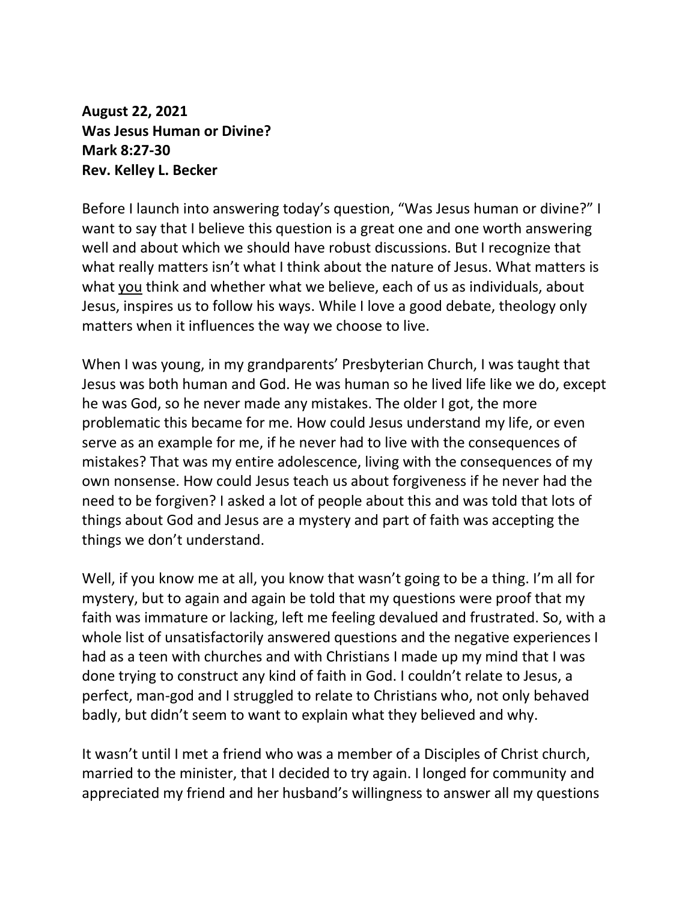**August 22, 2021**
**Was Jesus Human or Divine?**
**Mark 8:27-30**
**Rev. Kelley L. Becker**

Before I launch into answering today's question, "Was Jesus human or divine?" I want to say that I believe this question is a great one and one worth answering well and about which we should have robust discussions. But I recognize that what really matters isn't what I think about the nature of Jesus. What matters is what <u>you</u> think and whether what we believe, each of us as individuals, about Jesus, inspires us to follow his ways. While I love a good debate, theology only matters when it influences the way we choose to live.

When I was young, in my grandparents' Presbyterian Church, I was taught that Jesus was both human and God. He was human so he lived life like we do, except he was God, so he never made any mistakes. The older I got, the more problematic this became for me. How could Jesus understand my life, or even serve as an example for me, if he never had to live with the consequences of mistakes? That was my entire adolescence, living with the consequences of my own nonsense. How could Jesus teach us about forgiveness if he never had the need to be forgiven? I asked a lot of people about this and was told that lots of things about God and Jesus are a mystery and part of faith was accepting the things we don't understand.

Well, if you know me at all, you know that wasn't going to be a thing. I'm all for mystery, but to again and again be told that my questions were proof that my faith was immature or lacking, left me feeling devalued and frustrated. So, with a whole list of unsatisfactorily answered questions and the negative experiences I had as a teen with churches and with Christians I made up my mind that I was done trying to construct any kind of faith in God. I couldn't relate to Jesus, a perfect, man-god and I struggled to relate to Christians who, not only behaved badly, but didn't seem to want to explain what they believed and why.

It wasn't until I met a friend who was a member of a Disciples of Christ church, married to the minister, that I decided to try again. I longed for community and appreciated my friend and her husband's willingness to answer all my questions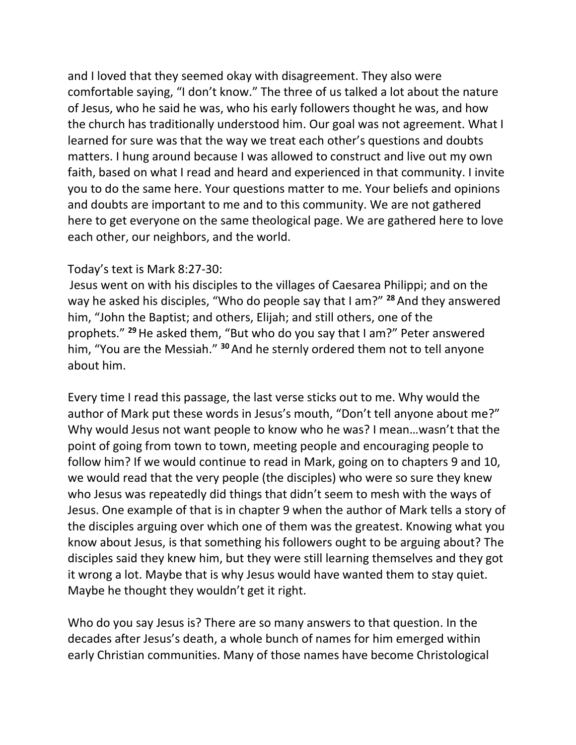and I loved that they seemed okay with disagreement. They also were comfortable saying, “I don’t know.” The three of us talked a lot about the nature of Jesus, who he said he was, who his early followers thought he was, and how the church has traditionally understood him. Our goal was not agreement. What I learned for sure was that the way we treat each other’s questions and doubts matters. I hung around because I was allowed to construct and live out my own faith, based on what I read and heard and experienced in that community. I invite you to do the same here. Your questions matter to me. Your beliefs and opinions and doubts are important to me and to this community. We are not gathered here to get everyone on the same theological page. We are gathered here to love each other, our neighbors, and the world.

Today’s text is Mark 8:27-30:
Jesus went on with his disciples to the villages of Caesarea Philippi; and on the way he asked his disciples, “Who do people say that I am?” **28** And they answered him, “John the Baptist; and others, Elijah; and still others, one of the prophets.” **29** He asked them, “But who do you say that I am?” Peter answered him, “You are the Messiah.” **30** And he sternly ordered them not to tell anyone about him.

Every time I read this passage, the last verse sticks out to me. Why would the author of Mark put these words in Jesus’s mouth, “Don’t tell anyone about me?” Why would Jesus not want people to know who he was? I mean…wasn’t that the point of going from town to town, meeting people and encouraging people to follow him? If we would continue to read in Mark, going on to chapters 9 and 10, we would read that the very people (the disciples) who were so sure they knew who Jesus was repeatedly did things that didn’t seem to mesh with the ways of Jesus. One example of that is in chapter 9 when the author of Mark tells a story of the disciples arguing over which one of them was the greatest. Knowing what you know about Jesus, is that something his followers ought to be arguing about? The disciples said they knew him, but they were still learning themselves and they got it wrong a lot. Maybe that is why Jesus would have wanted them to stay quiet. Maybe he thought they wouldn’t get it right.

Who do you say Jesus is? There are so many answers to that question. In the decades after Jesus’s death, a whole bunch of names for him emerged within early Christian communities. Many of those names have become Christological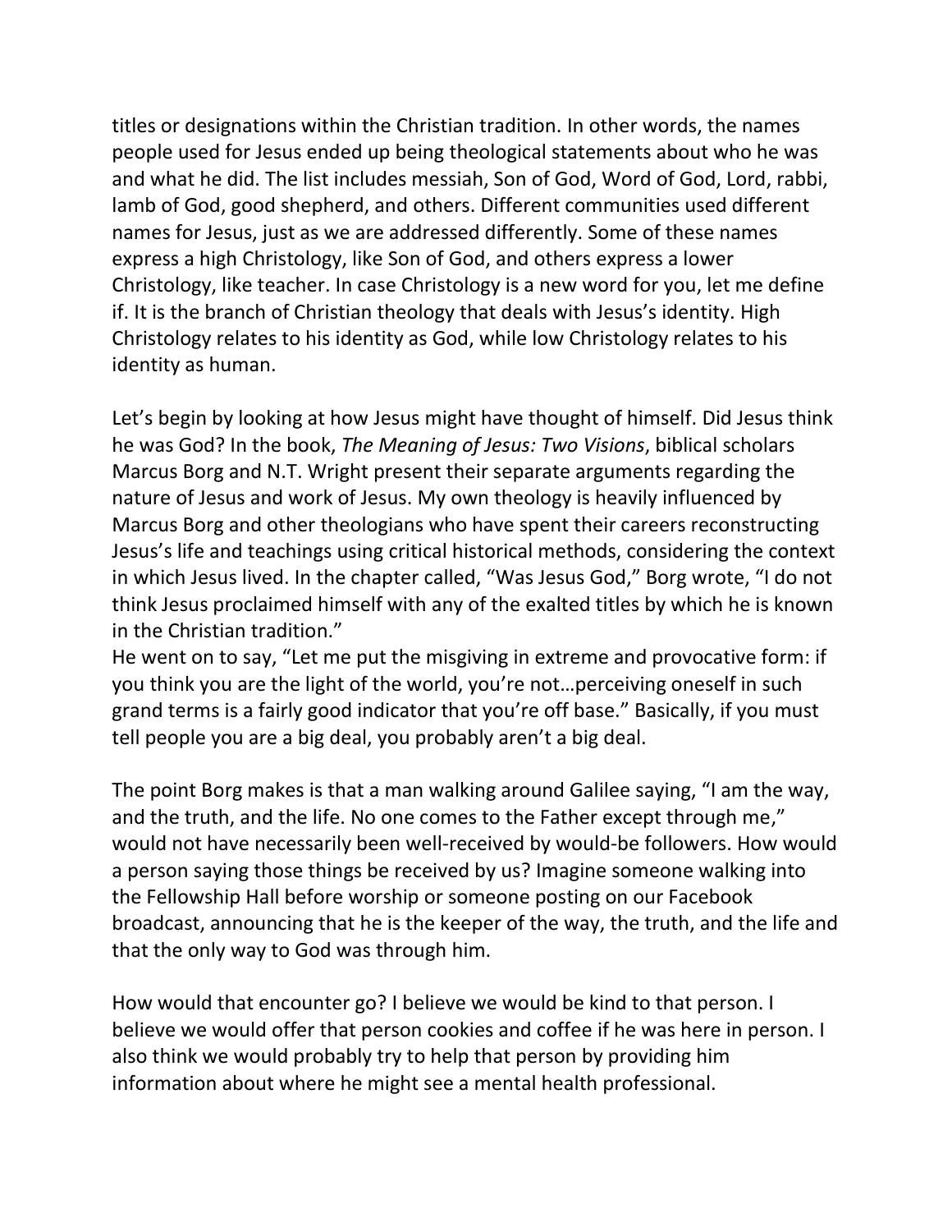titles or designations within the Christian tradition. In other words, the names people used for Jesus ended up being theological statements about who he was and what he did. The list includes messiah, Son of God, Word of God, Lord, rabbi, lamb of God, good shepherd, and others. Different communities used different names for Jesus, just as we are addressed differently. Some of these names express a high Christology, like Son of God, and others express a lower Christology, like teacher. In case Christology is a new word for you, let me define if. It is the branch of Christian theology that deals with Jesus's identity. High Christology relates to his identity as God, while low Christology relates to his identity as human.

Let's begin by looking at how Jesus might have thought of himself. Did Jesus think he was God? In the book, *The Meaning of Jesus: Two Visions*, biblical scholars Marcus Borg and N.T. Wright present their separate arguments regarding the nature of Jesus and work of Jesus. My own theology is heavily influenced by Marcus Borg and other theologians who have spent their careers reconstructing Jesus's life and teachings using critical historical methods, considering the context in which Jesus lived. In the chapter called, "Was Jesus God," Borg wrote, "I do not think Jesus proclaimed himself with any of the exalted titles by which he is known in the Christian tradition."
He went on to say, "Let me put the misgiving in extreme and provocative form: if you think you are the light of the world, you're not…perceiving oneself in such grand terms is a fairly good indicator that you're off base." Basically, if you must tell people you are a big deal, you probably aren't a big deal.

The point Borg makes is that a man walking around Galilee saying, "I am the way, and the truth, and the life. No one comes to the Father except through me," would not have necessarily been well-received by would-be followers. How would a person saying those things be received by us? Imagine someone walking into the Fellowship Hall before worship or someone posting on our Facebook broadcast, announcing that he is the keeper of the way, the truth, and the life and that the only way to God was through him.

How would that encounter go? I believe we would be kind to that person. I believe we would offer that person cookies and coffee if he was here in person. I also think we would probably try to help that person by providing him information about where he might see a mental health professional.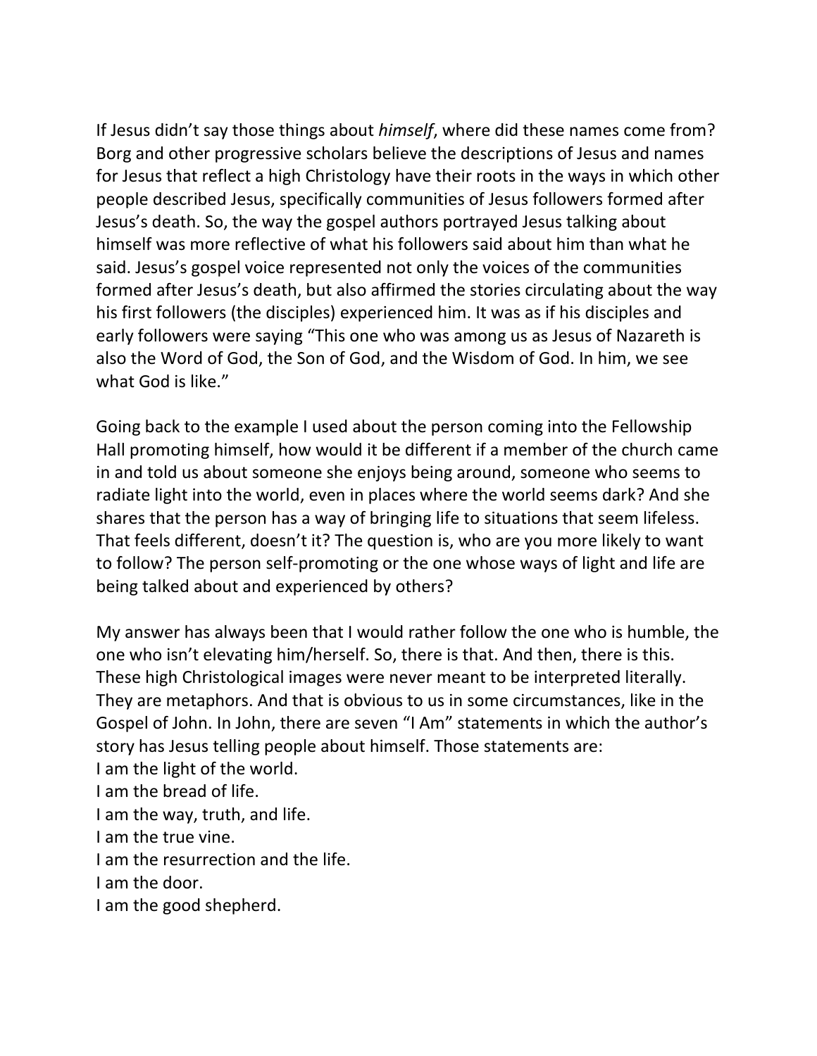If Jesus didn't say those things about *himself*, where did these names come from? Borg and other progressive scholars believe the descriptions of Jesus and names for Jesus that reflect a high Christology have their roots in the ways in which other people described Jesus, specifically communities of Jesus followers formed after Jesus's death. So, the way the gospel authors portrayed Jesus talking about himself was more reflective of what his followers said about him than what he said. Jesus's gospel voice represented not only the voices of the communities formed after Jesus's death, but also affirmed the stories circulating about the way his first followers (the disciples) experienced him. It was as if his disciples and early followers were saying "This one who was among us as Jesus of Nazareth is also the Word of God, the Son of God, and the Wisdom of God. In him, we see what God is like."

Going back to the example I used about the person coming into the Fellowship Hall promoting himself, how would it be different if a member of the church came in and told us about someone she enjoys being around, someone who seems to radiate light into the world, even in places where the world seems dark? And she shares that the person has a way of bringing life to situations that seem lifeless. That feels different, doesn't it? The question is, who are you more likely to want to follow? The person self-promoting or the one whose ways of light and life are being talked about and experienced by others?

My answer has always been that I would rather follow the one who is humble, the one who isn't elevating him/herself. So, there is that. And then, there is this. These high Christological images were never meant to be interpreted literally. They are metaphors. And that is obvious to us in some circumstances, like in the Gospel of John. In John, there are seven "I Am" statements in which the author's story has Jesus telling people about himself. Those statements are:
I am the light of the world.
I am the bread of life.
I am the way, truth, and life.
I am the true vine.
I am the resurrection and the life.
I am the door.
I am the good shepherd.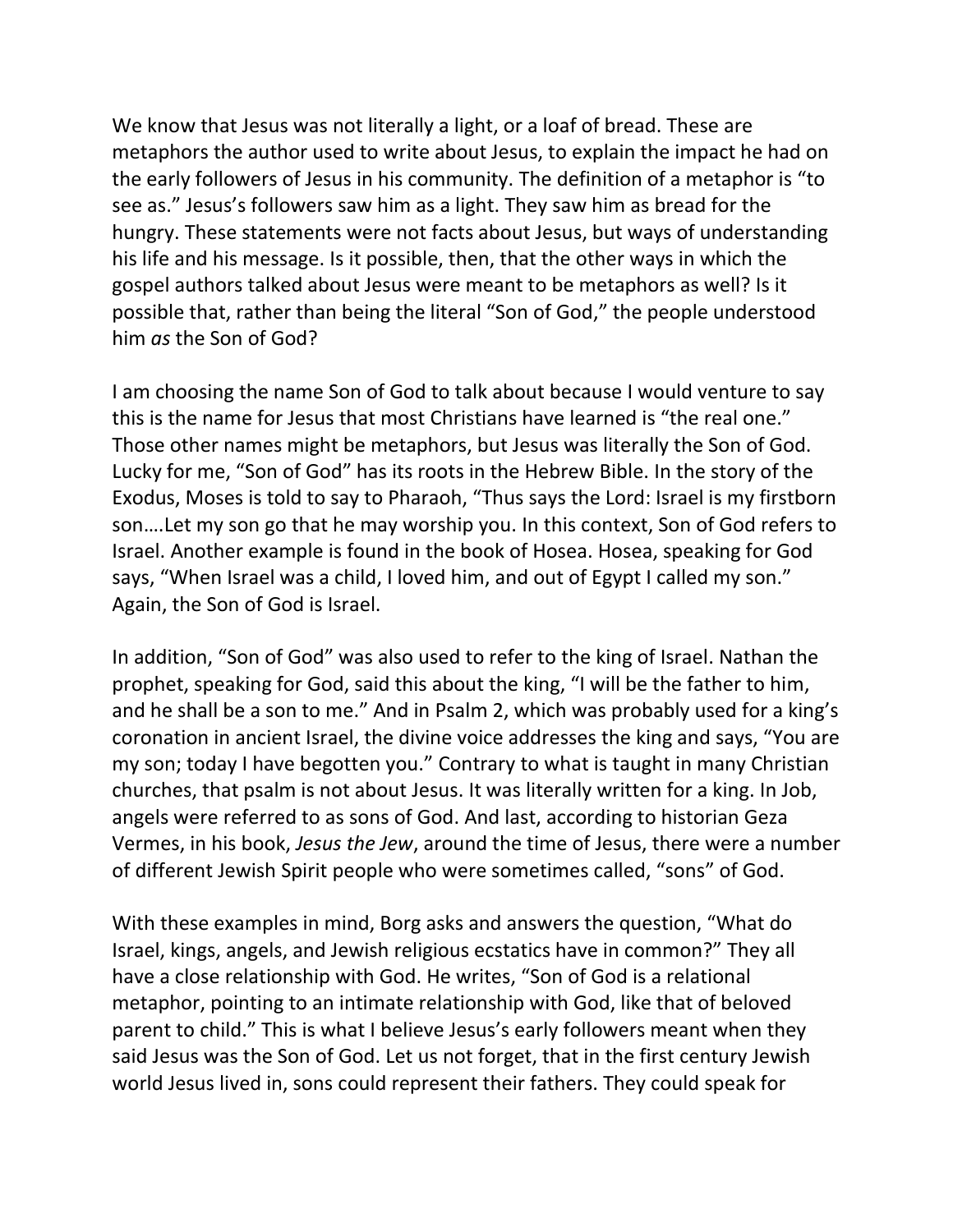We know that Jesus was not literally a light, or a loaf of bread. These are metaphors the author used to write about Jesus, to explain the impact he had on the early followers of Jesus in his community. The definition of a metaphor is "to see as." Jesus's followers saw him as a light. They saw him as bread for the hungry. These statements were not facts about Jesus, but ways of understanding his life and his message. Is it possible, then, that the other ways in which the gospel authors talked about Jesus were meant to be metaphors as well? Is it possible that, rather than being the literal "Son of God," the people understood him *as* the Son of God?

I am choosing the name Son of God to talk about because I would venture to say this is the name for Jesus that most Christians have learned is "the real one." Those other names might be metaphors, but Jesus was literally the Son of God. Lucky for me, "Son of God" has its roots in the Hebrew Bible. In the story of the Exodus, Moses is told to say to Pharaoh, "Thus says the Lord: Israel is my firstborn son….Let my son go that he may worship you. In this context, Son of God refers to Israel. Another example is found in the book of Hosea. Hosea, speaking for God says, "When Israel was a child, I loved him, and out of Egypt I called my son." Again, the Son of God is Israel.

In addition, "Son of God" was also used to refer to the king of Israel. Nathan the prophet, speaking for God, said this about the king, "I will be the father to him, and he shall be a son to me." And in Psalm 2, which was probably used for a king's coronation in ancient Israel, the divine voice addresses the king and says, "You are my son; today I have begotten you." Contrary to what is taught in many Christian churches, that psalm is not about Jesus. It was literally written for a king. In Job, angels were referred to as sons of God. And last, according to historian Geza Vermes, in his book, *Jesus the Jew*, around the time of Jesus, there were a number of different Jewish Spirit people who were sometimes called, "sons" of God.

With these examples in mind, Borg asks and answers the question, "What do Israel, kings, angels, and Jewish religious ecstatics have in common?" They all have a close relationship with God. He writes, "Son of God is a relational metaphor, pointing to an intimate relationship with God, like that of beloved parent to child." This is what I believe Jesus's early followers meant when they said Jesus was the Son of God. Let us not forget, that in the first century Jewish world Jesus lived in, sons could represent their fathers. They could speak for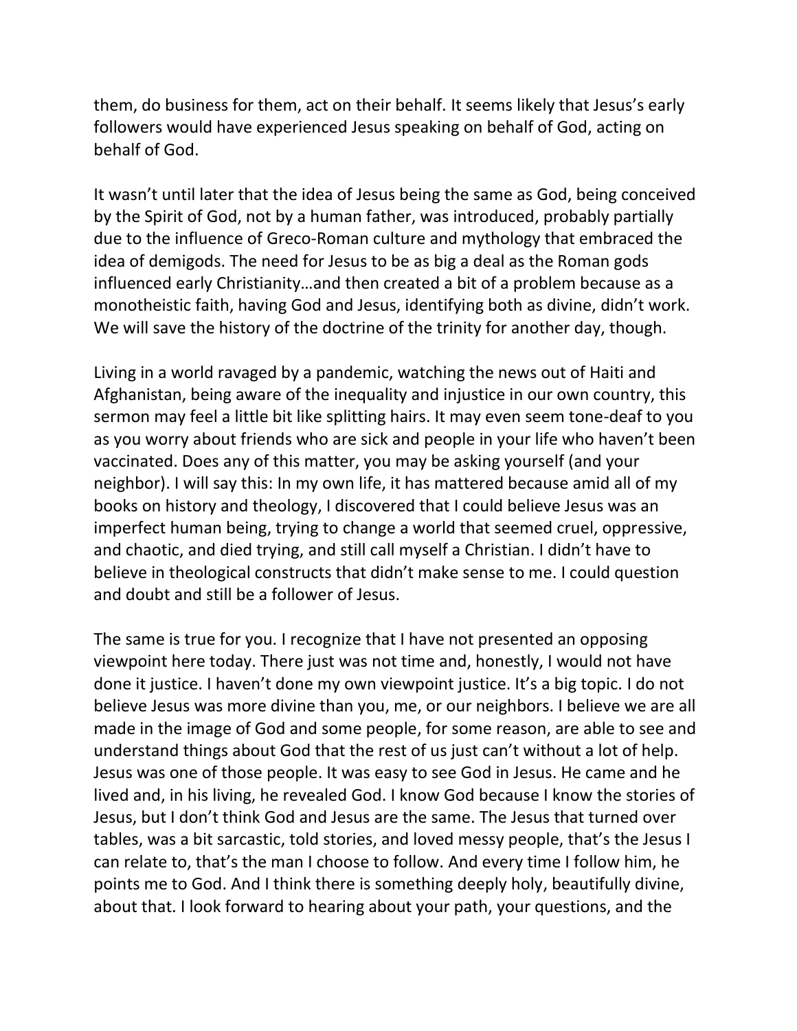them, do business for them, act on their behalf. It seems likely that Jesus's early followers would have experienced Jesus speaking on behalf of God, acting on behalf of God.

It wasn't until later that the idea of Jesus being the same as God, being conceived by the Spirit of God, not by a human father, was introduced, probably partially due to the influence of Greco-Roman culture and mythology that embraced the idea of demigods. The need for Jesus to be as big a deal as the Roman gods influenced early Christianity…and then created a bit of a problem because as a monotheistic faith, having God and Jesus, identifying both as divine, didn't work. We will save the history of the doctrine of the trinity for another day, though.

Living in a world ravaged by a pandemic, watching the news out of Haiti and Afghanistan, being aware of the inequality and injustice in our own country, this sermon may feel a little bit like splitting hairs. It may even seem tone-deaf to you as you worry about friends who are sick and people in your life who haven't been vaccinated. Does any of this matter, you may be asking yourself (and your neighbor). I will say this: In my own life, it has mattered because amid all of my books on history and theology, I discovered that I could believe Jesus was an imperfect human being, trying to change a world that seemed cruel, oppressive, and chaotic, and died trying, and still call myself a Christian. I didn't have to believe in theological constructs that didn't make sense to me. I could question and doubt and still be a follower of Jesus.

The same is true for you. I recognize that I have not presented an opposing viewpoint here today. There just was not time and, honestly, I would not have done it justice. I haven't done my own viewpoint justice. It's a big topic. I do not believe Jesus was more divine than you, me, or our neighbors. I believe we are all made in the image of God and some people, for some reason, are able to see and understand things about God that the rest of us just can't without a lot of help. Jesus was one of those people. It was easy to see God in Jesus. He came and he lived and, in his living, he revealed God. I know God because I know the stories of Jesus, but I don't think God and Jesus are the same. The Jesus that turned over tables, was a bit sarcastic, told stories, and loved messy people, that's the Jesus I can relate to, that's the man I choose to follow. And every time I follow him, he points me to God. And I think there is something deeply holy, beautifully divine, about that. I look forward to hearing about your path, your questions, and the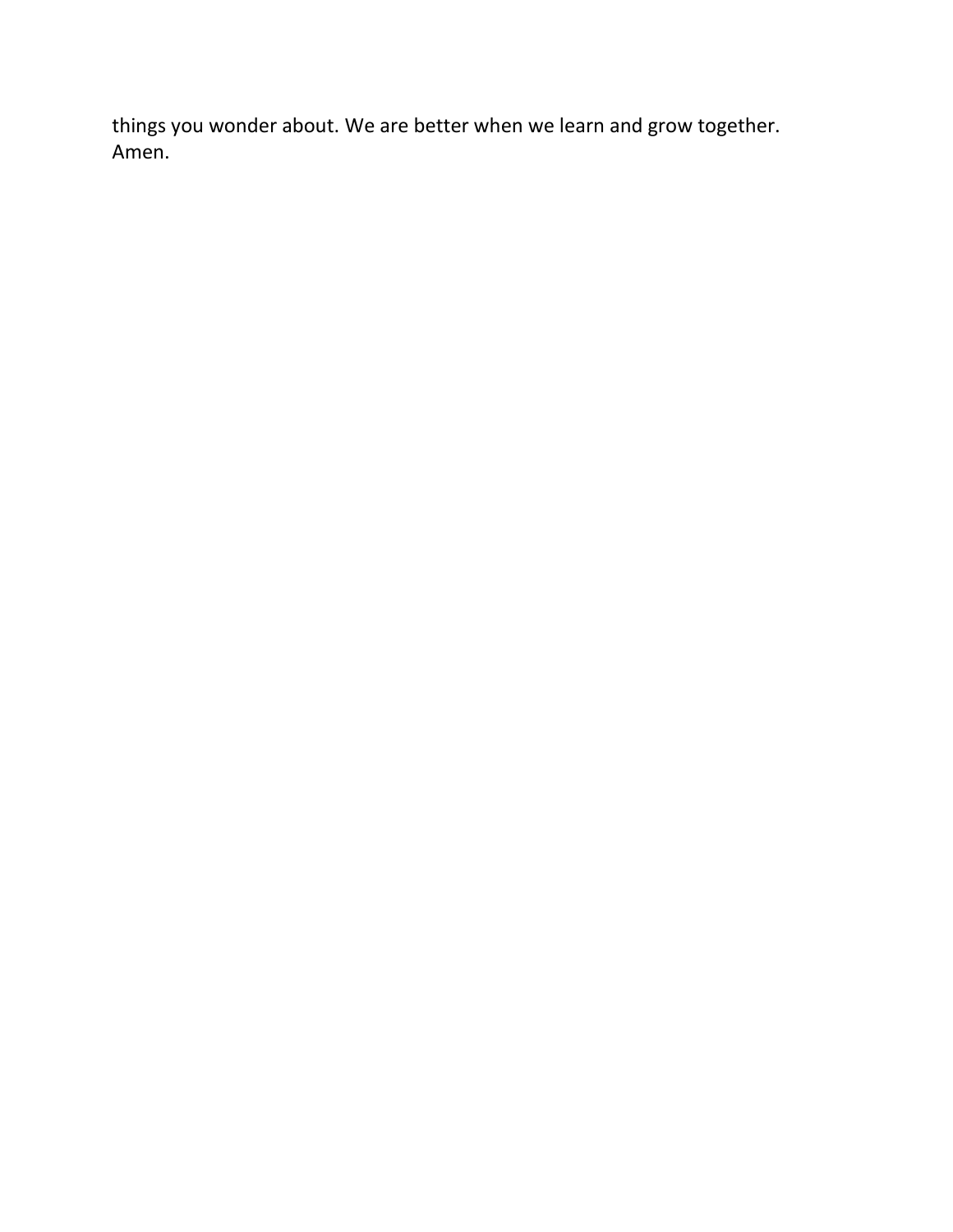things you wonder about. We are better when we learn and grow together.
Amen.